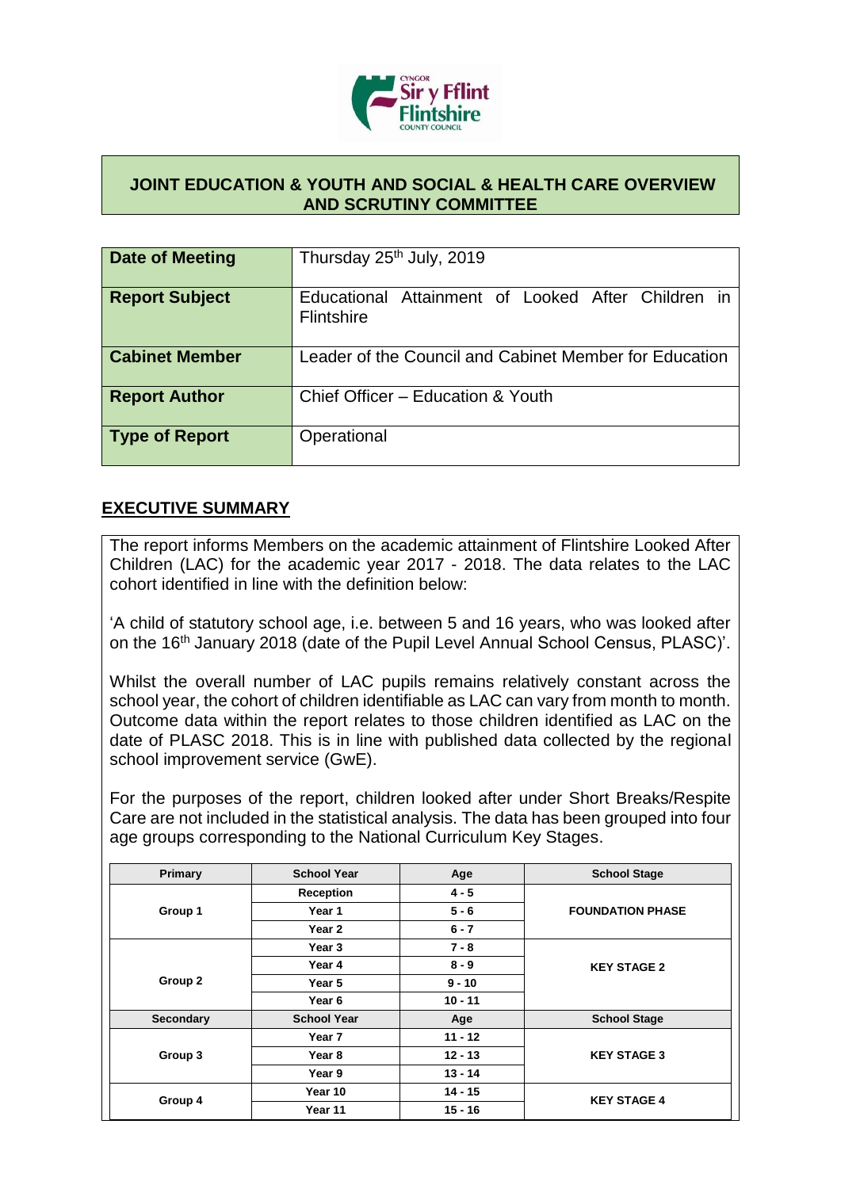## JOINT EDUCATION & YOUTH AND SOCIAL & HEALTH CARE OVERVIEW AND SCRUTINY COMMITTEE

| | |
|---|---|
| **Date of Meeting** | Thursday 25th July, 2019 |
| **Report Subject** | Educational Attainment of Looked After Children in Flintshire |
| **Cabinet Member** | Leader of the Council and Cabinet Member for Education |
| **Report Author** | Chief Officer – Education & Youth |
| **Type of Report** | Operational |

## EXECUTIVE SUMMARY

The report informs Members on the academic attainment of Flintshire Looked After Children (LAC) for the academic year 2017 - 2018. The data relates to the LAC cohort identified in line with the definition below:

'A child of statutory school age, i.e. between 5 and 16 years, who was looked after on the 16th January 2018 (date of the Pupil Level Annual School Census, PLASC)'.

Whilst the overall number of LAC pupils remains relatively constant across the school year, the cohort of children identifiable as LAC can vary from month to month. Outcome data within the report relates to those children identified as LAC on the date of PLASC 2018. This is in line with published data collected by the regional school improvement service (GwE).

For the purposes of the report, children looked after under Short Breaks/Respite Care are not included in the statistical analysis. The data has been grouped into four age groups corresponding to the National Curriculum Key Stages.

| Primary | School Year | Age | School Stage |
|---|---|---|---|
| Group 1 | Reception | 4 - 5 | FOUNDATION PHASE |
| | Year 1 | 5 - 6 | |
| | Year 2 | 6 - 7 | |
| Group 2 | Year 3 | 7 - 8 | KEY STAGE 2 |
| | Year 4 | 8 - 9 | |
| | Year 5 | 9 - 10 | |
| | Year 6 | 10 - 11 | |
| **Secondary** | **School Year** | **Age** | **School Stage** |
| Group 3 | Year 7 | 11 - 12 | KEY STAGE 3 |
| | Year 8 | 12 - 13 | |
| | Year 9 | 13 - 14 | |
| Group 4 | Year 10 | 14 - 15 | KEY STAGE 4 |
| | Year 11 | 15 - 16 | |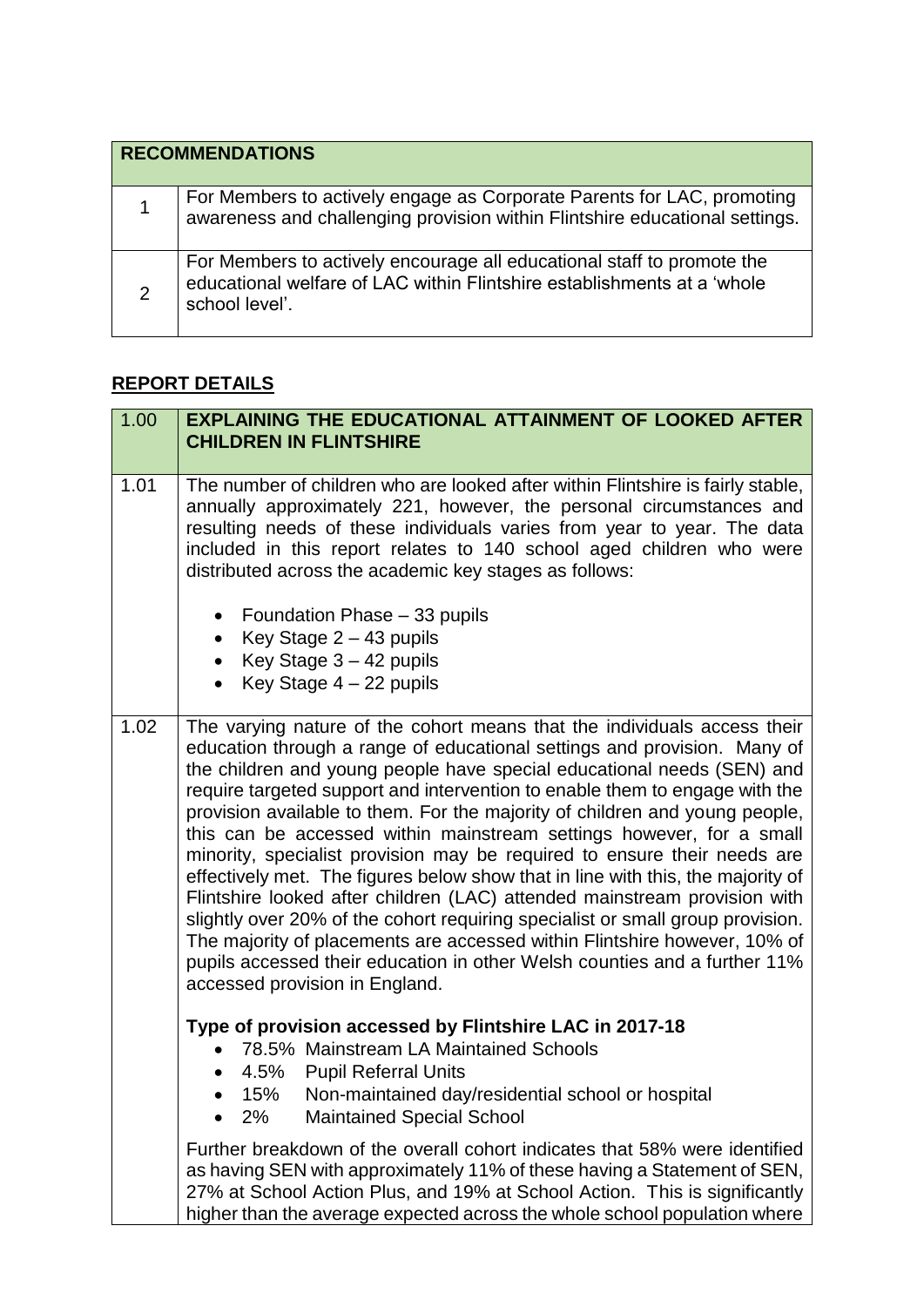| RECOMMENDATIONS | |
|---|---|
| 1 | For Members to actively engage as Corporate Parents for LAC, promoting awareness and challenging provision within Flintshire educational settings. |
| 2 | For Members to actively encourage all educational staff to promote the educational welfare of LAC within Flintshire establishments at a 'whole school level'. |

## REPORT DETAILS

| 1.00 | **EXPLAINING THE EDUCATIONAL ATTAINMENT OF LOOKED AFTER CHILDREN IN FLINTSHIRE** |
|---|---|
| 1.01 | The number of children who are looked after within Flintshire is fairly stable, annually approximately 221, however, the personal circumstances and resulting needs of these individuals varies from year to year. The data included in this report relates to 140 school aged children who were distributed across the academic key stages as follows:<br><br>• Foundation Phase – 33 pupils<br>• Key Stage 2 – 43 pupils<br>• Key Stage 3 – 42 pupils<br>• Key Stage 4 – 22 pupils |
| 1.02 | The varying nature of the cohort means that the individuals access their education through a range of educational settings and provision. Many of the children and young people have special educational needs (SEN) and require targeted support and intervention to enable them to engage with the provision available to them. For the majority of children and young people, this can be accessed within mainstream settings however, for a small minority, specialist provision may be required to ensure their needs are effectively met. The figures below show that in line with this, the majority of Flintshire looked after children (LAC) attended mainstream provision with slightly over 20% of the cohort requiring specialist or small group provision. The majority of placements are accessed within Flintshire however, 10% of pupils accessed their education in other Welsh counties and a further 11% accessed provision in England.<br><br>**Type of provision accessed by Flintshire LAC in 2017-18**<br>• 78.5% Mainstream LA Maintained Schools<br>• 4.5% Pupil Referral Units<br>• 15% Non-maintained day/residential school or hospital<br>• 2% Maintained Special School<br><br>Further breakdown of the overall cohort indicates that 58% were identified as having SEN with approximately 11% of these having a Statement of SEN, 27% at School Action Plus, and 19% at School Action. This is significantly higher than the average expected across the whole school population where |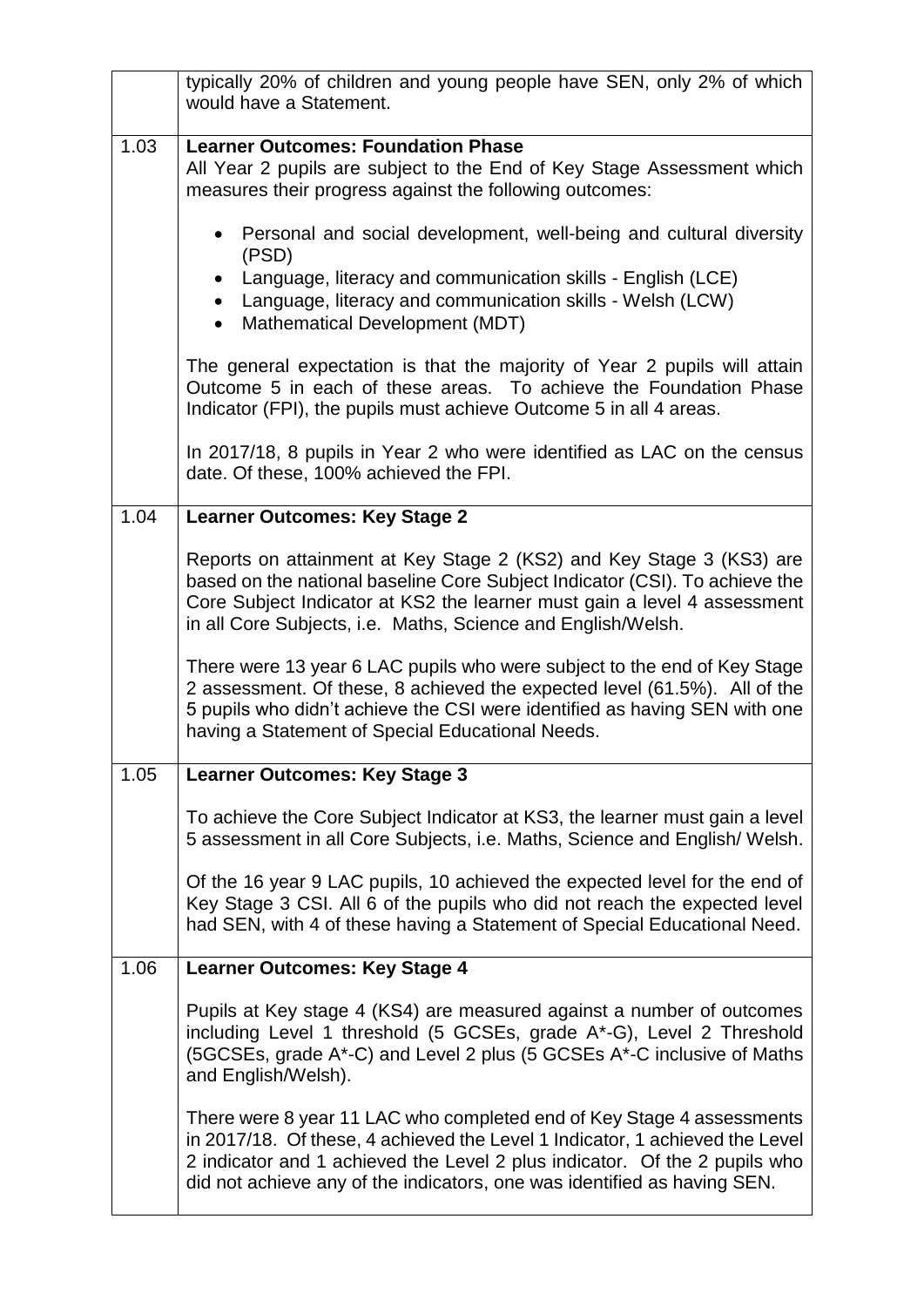| | |
|---|---|
| | typically 20% of children and young people have SEN, only 2% of which would have a Statement. |
| 1.03 | **Learner Outcomes: Foundation Phase**<br>All Year 2 pupils are subject to the End of Key Stage Assessment which measures their progress against the following outcomes:<br><br>• Personal and social development, well-being and cultural diversity (PSD)<br>• Language, literacy and communication skills - English (LCE)<br>• Language, literacy and communication skills - Welsh (LCW)<br>• Mathematical Development (MDT)<br><br>The general expectation is that the majority of Year 2 pupils will attain Outcome 5 in each of these areas. To achieve the Foundation Phase Indicator (FPI), the pupils must achieve Outcome 5 in all 4 areas.<br><br>In 2017/18, 8 pupils in Year 2 who were identified as LAC on the census date. Of these, 100% achieved the FPI. |
| 1.04 | **Learner Outcomes: Key Stage 2**<br><br>Reports on attainment at Key Stage 2 (KS2) and Key Stage 3 (KS3) are based on the national baseline Core Subject Indicator (CSI). To achieve the Core Subject Indicator at KS2 the learner must gain a level 4 assessment in all Core Subjects, i.e. Maths, Science and English/Welsh.<br><br>There were 13 year 6 LAC pupils who were subject to the end of Key Stage 2 assessment. Of these, 8 achieved the expected level (61.5%). All of the 5 pupils who didn't achieve the CSI were identified as having SEN with one having a Statement of Special Educational Needs. |
| 1.05 | **Learner Outcomes: Key Stage 3**<br><br>To achieve the Core Subject Indicator at KS3, the learner must gain a level 5 assessment in all Core Subjects, i.e. Maths, Science and English/ Welsh.<br><br>Of the 16 year 9 LAC pupils, 10 achieved the expected level for the end of Key Stage 3 CSI. All 6 of the pupils who did not reach the expected level had SEN, with 4 of these having a Statement of Special Educational Need. |
| 1.06 | **Learner Outcomes: Key Stage 4**<br><br>Pupils at Key stage 4 (KS4) are measured against a number of outcomes including Level 1 threshold (5 GCSEs, grade A*-G), Level 2 Threshold (5GCSEs, grade A*-C) and Level 2 plus (5 GCSEs A*-C inclusive of Maths and English/Welsh).<br><br>There were 8 year 11 LAC who completed end of Key Stage 4 assessments in 2017/18. Of these, 4 achieved the Level 1 Indicator, 1 achieved the Level 2 indicator and 1 achieved the Level 2 plus indicator. Of the 2 pupils who did not achieve any of the indicators, one was identified as having SEN. |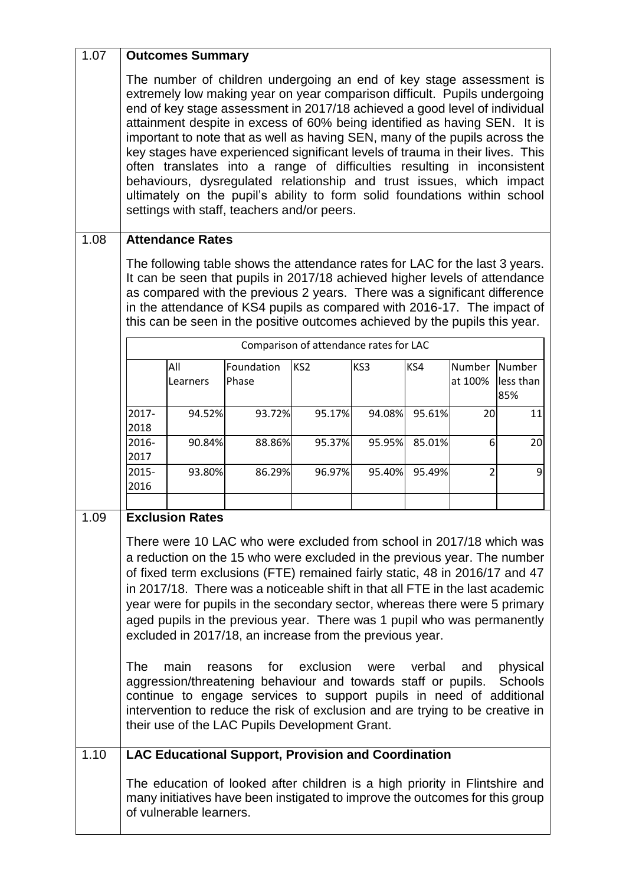## 1.07 Outcomes Summary

The number of children undergoing an end of key stage assessment is extremely low making year on year comparison difficult. Pupils undergoing end of key stage assessment in 2017/18 achieved a good level of individual attainment despite in excess of 60% being identified as having SEN. It is important to note that as well as having SEN, many of the pupils across the key stages have experienced significant levels of trauma in their lives. This often translates into a range of difficulties resulting in inconsistent behaviours, dysregulated relationship and trust issues, which impact ultimately on the pupil's ability to form solid foundations within school settings with staff, teachers and/or peers.

## 1.08 Attendance Rates

The following table shows the attendance rates for LAC for the last 3 years. It can be seen that pupils in 2017/18 achieved higher levels of attendance as compared with the previous 2 years. There was a significant difference in the attendance of KS4 pupils as compared with 2016-17. The impact of this can be seen in the positive outcomes achieved by the pupils this year.

Comparison of attendance rates for LAC

| | All Learners | Foundation Phase | KS2 | KS3 | KS4 | Number at 100% | Number less than 85% |
|---|---|---|---|---|---|---|---|
| 2017-2018 | 94.52% | 93.72% | 95.17% | 94.08% | 95.61% | 20 | 11 |
| 2016-2017 | 90.84% | 88.86% | 95.37% | 95.95% | 85.01% | 6 | 20 |
| 2015-2016 | 93.80% | 86.29% | 96.97% | 95.40% | 95.49% | 2 | 9 |

## 1.09 Exclusion Rates

There were 10 LAC who were excluded from school in 2017/18 which was a reduction on the 15 who were excluded in the previous year. The number of fixed term exclusions (FTE) remained fairly static, 48 in 2016/17 and 47 in 2017/18. There was a noticeable shift in that all FTE in the last academic year were for pupils in the secondary sector, whereas there were 5 primary aged pupils in the previous year. There was 1 pupil who was permanently excluded in 2017/18, an increase from the previous year.

The main reasons for exclusion were verbal and physical aggression/threatening behaviour and towards staff or pupils. Schools continue to engage services to support pupils in need of additional intervention to reduce the risk of exclusion and are trying to be creative in their use of the LAC Pupils Development Grant.

## 1.10 LAC Educational Support, Provision and Coordination

The education of looked after children is a high priority in Flintshire and many initiatives have been instigated to improve the outcomes for this group of vulnerable learners.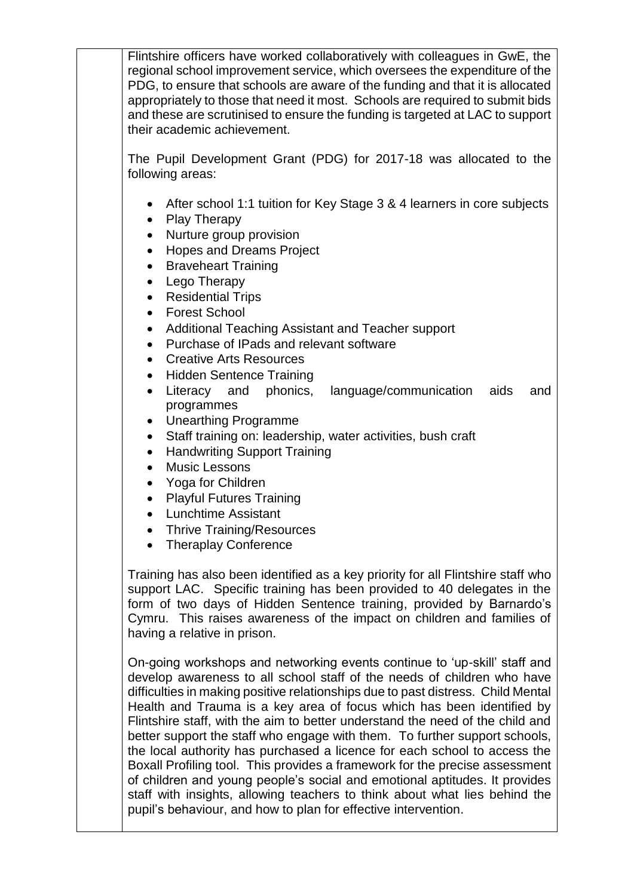Flintshire officers have worked collaboratively with colleagues in GwE, the regional school improvement service, which oversees the expenditure of the PDG, to ensure that schools are aware of the funding and that it is allocated appropriately to those that need it most. Schools are required to submit bids and these are scrutinised to ensure the funding is targeted at LAC to support their academic achievement.

The Pupil Development Grant (PDG) for 2017-18 was allocated to the following areas:

- After school 1:1 tuition for Key Stage 3 & 4 learners in core subjects
- Play Therapy
- Nurture group provision
- Hopes and Dreams Project
- Braveheart Training
- Lego Therapy
- Residential Trips
- Forest School
- Additional Teaching Assistant and Teacher support
- Purchase of IPads and relevant software
- Creative Arts Resources
- Hidden Sentence Training
- Literacy and phonics, language/communication aids and programmes
- Unearthing Programme
- Staff training on: leadership, water activities, bush craft
- Handwriting Support Training
- Music Lessons
- Yoga for Children
- Playful Futures Training
- Lunchtime Assistant
- Thrive Training/Resources
- Theraplay Conference

Training has also been identified as a key priority for all Flintshire staff who support LAC. Specific training has been provided to 40 delegates in the form of two days of Hidden Sentence training, provided by Barnardo's Cymru. This raises awareness of the impact on children and families of having a relative in prison.

On-going workshops and networking events continue to 'up-skill' staff and develop awareness to all school staff of the needs of children who have difficulties in making positive relationships due to past distress. Child Mental Health and Trauma is a key area of focus which has been identified by Flintshire staff, with the aim to better understand the need of the child and better support the staff who engage with them. To further support schools, the local authority has purchased a licence for each school to access the Boxall Profiling tool. This provides a framework for the precise assessment of children and young people's social and emotional aptitudes. It provides staff with insights, allowing teachers to think about what lies behind the pupil's behaviour, and how to plan for effective intervention.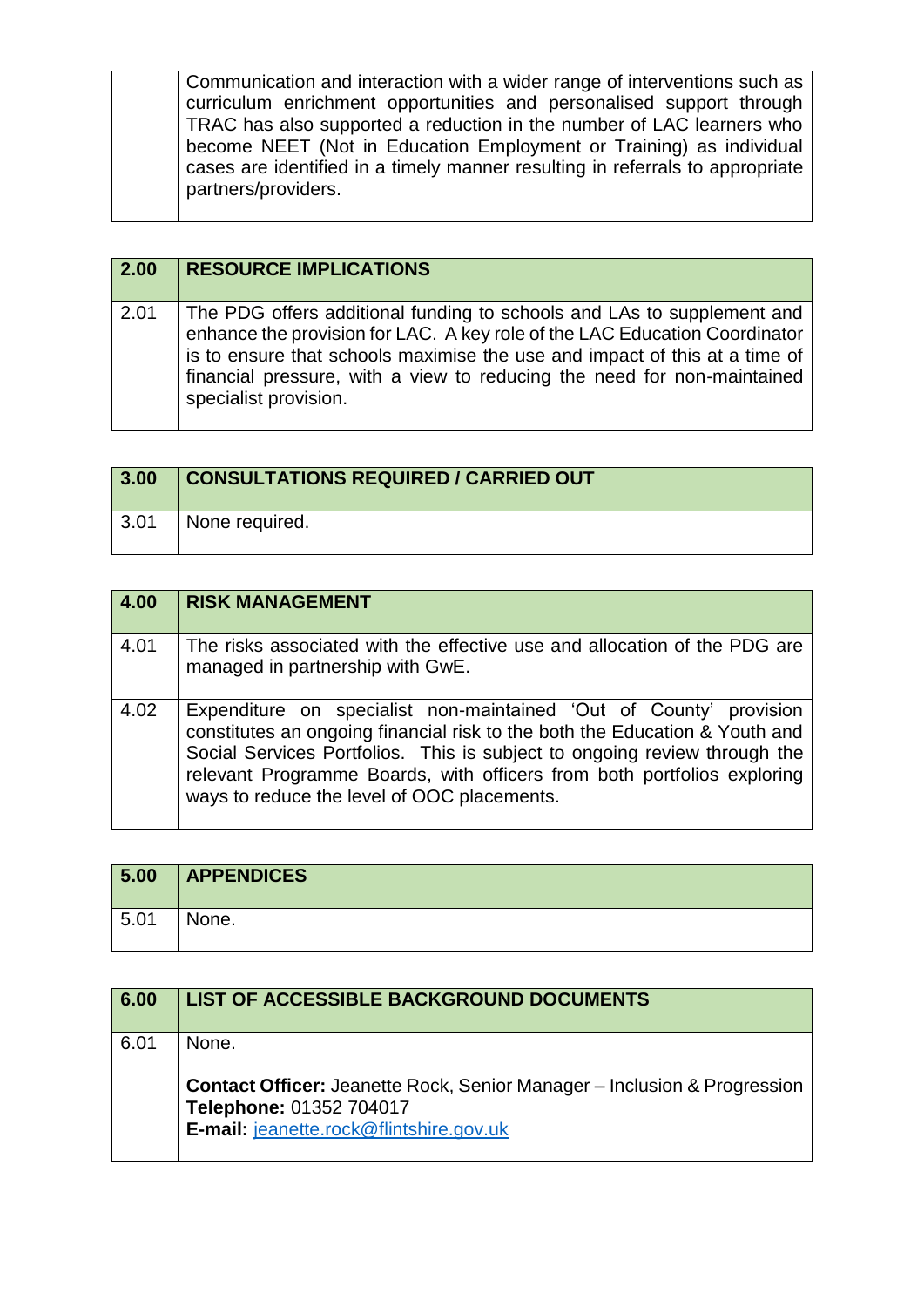| | |
|---|---|
| | Communication and interaction with a wider range of interventions such as curriculum enrichment opportunities and personalised support through TRAC has also supported a reduction in the number of LAC learners who become NEET (Not in Education Employment or Training) as individual cases are identified in a timely manner resulting in referrals to appropriate partners/providers. |

| 2.00 | RESOURCE IMPLICATIONS |
|---|---|
| 2.01 | The PDG offers additional funding to schools and LAs to supplement and enhance the provision for LAC. A key role of the LAC Education Coordinator is to ensure that schools maximise the use and impact of this at a time of financial pressure, with a view to reducing the need for non-maintained specialist provision. |

| 3.00 | CONSULTATIONS REQUIRED / CARRIED OUT |
|---|---|
| 3.01 | None required. |

| 4.00 | RISK MANAGEMENT |
|---|---|
| 4.01 | The risks associated with the effective use and allocation of the PDG are managed in partnership with GwE. |
| 4.02 | Expenditure on specialist non-maintained 'Out of County' provision constitutes an ongoing financial risk to the both the Education & Youth and Social Services Portfolios. This is subject to ongoing review through the relevant Programme Boards, with officers from both portfolios exploring ways to reduce the level of OOC placements. |

| 5.00 | APPENDICES |
|---|---|
| 5.01 | None. |

| 6.00 | LIST OF ACCESSIBLE BACKGROUND DOCUMENTS |
|---|---|
| 6.01 | None.<br><br>**Contact Officer:** Jeanette Rock, Senior Manager – Inclusion & Progression<br>**Telephone:** 01352 704017<br>**E-mail:** jeanette.rock@flintshire.gov.uk |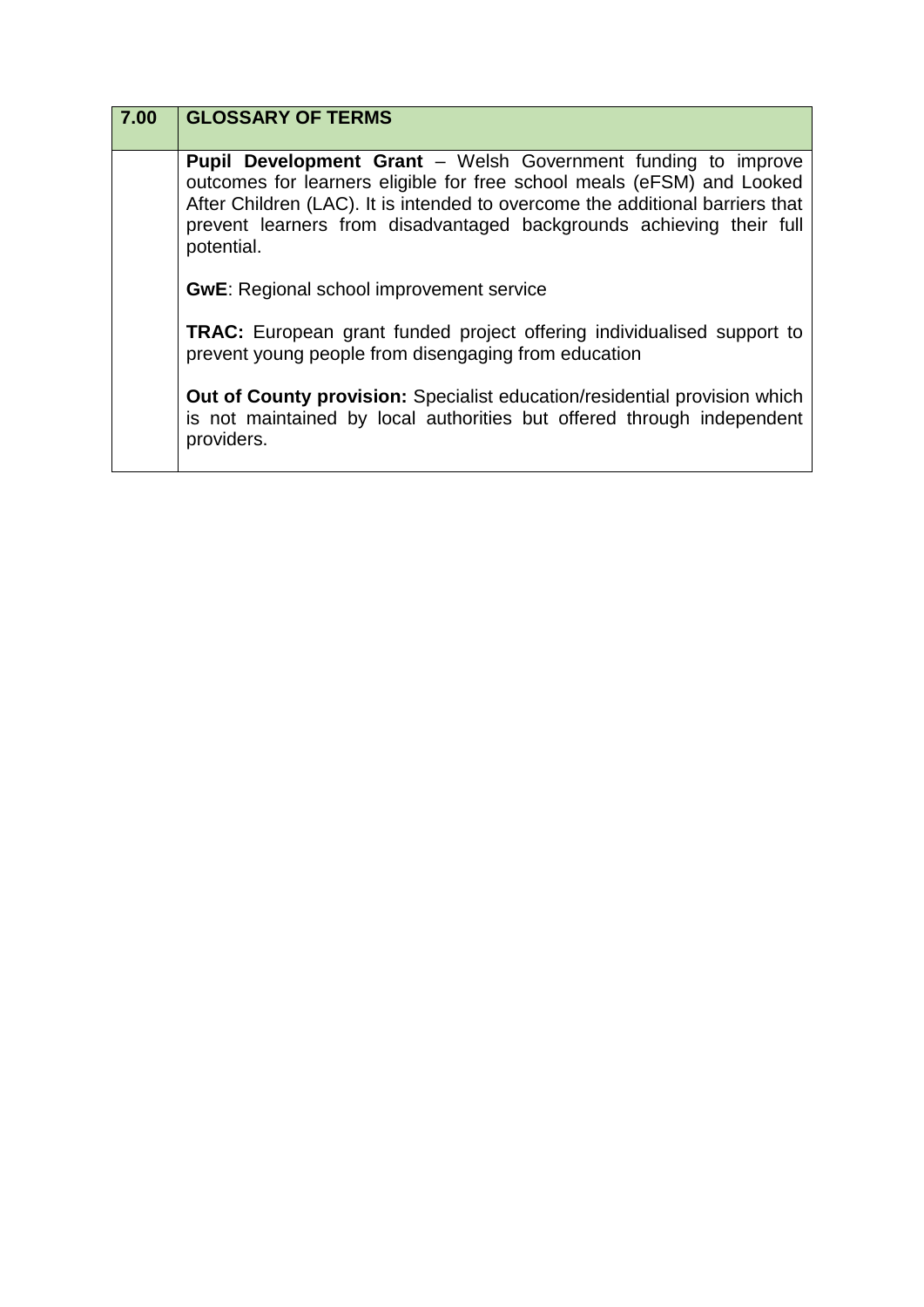| 7.00 | GLOSSARY OF TERMS |
|---|---|
| | **Pupil Development Grant** – Welsh Government funding to improve outcomes for learners eligible for free school meals (eFSM) and Looked After Children (LAC). It is intended to overcome the additional barriers that prevent learners from disadvantaged backgrounds achieving their full potential.<br><br>**GwE**: Regional school improvement service<br><br>**TRAC:** European grant funded project offering individualised support to prevent young people from disengaging from education<br><br>**Out of County provision:** Specialist education/residential provision which is not maintained by local authorities but offered through independent providers. |